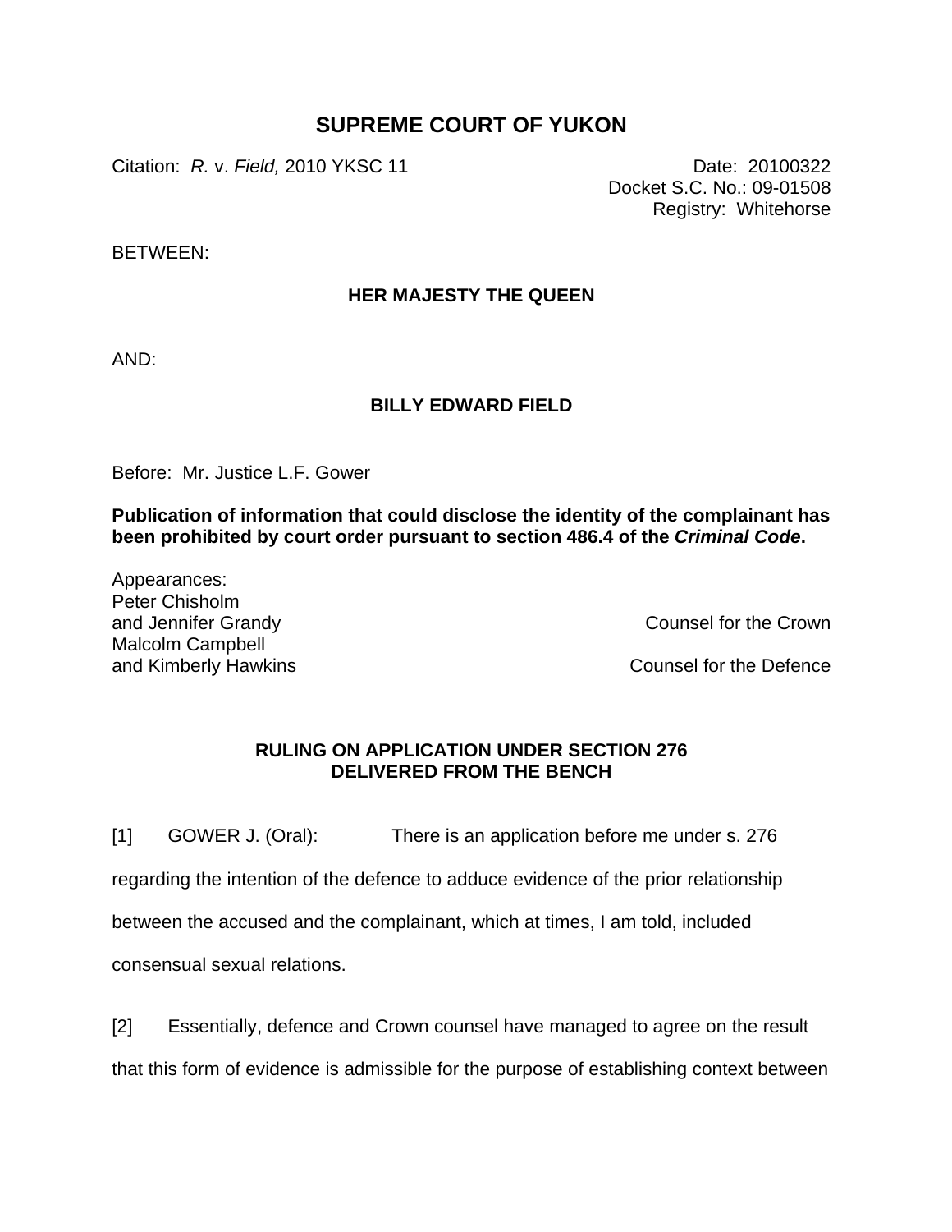# SUPREME COURT OF YUKON

Citation: *R.* v. *Field,* 2010 YKSC 11

Date: 20100322
Docket S.C. No.: 09-01508
Registry: Whitehorse

BETWEEN:

**HER MAJESTY THE QUEEN**

AND:

**BILLY EDWARD FIELD**

Before: Mr. Justice L.F. Gower

**Publication of information that could disclose the identity of the complainant has been prohibited by court order pursuant to section 486.4 of the *Criminal Code*.**

Appearances:

Peter Chisholm and Jennifer Grandy — Counsel for the Crown

Malcolm Campbell and Kimberly Hawkins — Counsel for the Defence

**RULING ON APPLICATION UNDER SECTION 276
DELIVERED FROM THE BENCH**

[1] GOWER J. (Oral): There is an application before me under s. 276 regarding the intention of the defence to adduce evidence of the prior relationship between the accused and the complainant, which at times, I am told, included consensual sexual relations.

[2] Essentially, defence and Crown counsel have managed to agree on the result that this form of evidence is admissible for the purpose of establishing context between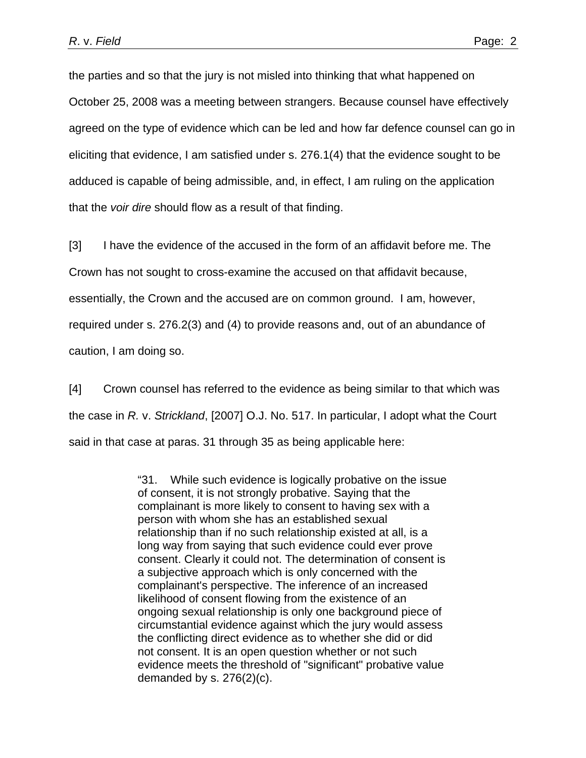the parties and so that the jury is not misled into thinking that what happened on October 25, 2008 was a meeting between strangers. Because counsel have effectively agreed on the type of evidence which can be led and how far defence counsel can go in eliciting that evidence, I am satisfied under s. 276.1(4) that the evidence sought to be adduced is capable of being admissible, and, in effect, I am ruling on the application that the *voir dire* should flow as a result of that finding.

[3] I have the evidence of the accused in the form of an affidavit before me. The Crown has not sought to cross-examine the accused on that affidavit because, essentially, the Crown and the accused are on common ground. I am, however, required under s. 276.2(3) and (4) to provide reasons and, out of an abundance of caution, I am doing so.

[4] Crown counsel has referred to the evidence as being similar to that which was the case in *R.* v. *Strickland*, [2007] O.J. No. 517. In particular, I adopt what the Court said in that case at paras. 31 through 35 as being applicable here:

> "31. While such evidence is logically probative on the issue of consent, it is not strongly probative. Saying that the complainant is more likely to consent to having sex with a person with whom she has an established sexual relationship than if no such relationship existed at all, is a long way from saying that such evidence could ever prove consent. Clearly it could not. The determination of consent is a subjective approach which is only concerned with the complainant's perspective. The inference of an increased likelihood of consent flowing from the existence of an ongoing sexual relationship is only one background piece of circumstantial evidence against which the jury would assess the conflicting direct evidence as to whether she did or did not consent. It is an open question whether or not such evidence meets the threshold of "significant" probative value demanded by s. 276(2)(c).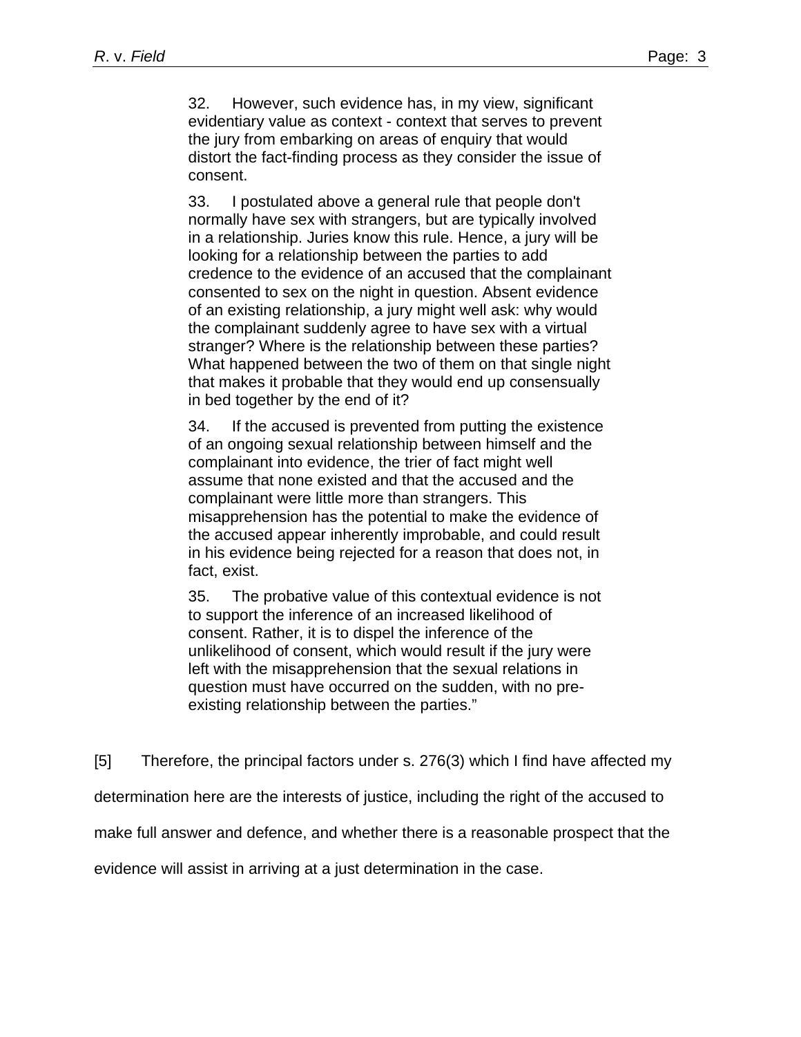> 32. However, such evidence has, in my view, significant evidentiary value as context - context that serves to prevent the jury from embarking on areas of enquiry that would distort the fact-finding process as they consider the issue of consent.
>
> 33. I postulated above a general rule that people don't normally have sex with strangers, but are typically involved in a relationship. Juries know this rule. Hence, a jury will be looking for a relationship between the parties to add credence to the evidence of an accused that the complainant consented to sex on the night in question. Absent evidence of an existing relationship, a jury might well ask: why would the complainant suddenly agree to have sex with a virtual stranger? Where is the relationship between these parties? What happened between the two of them on that single night that makes it probable that they would end up consensually in bed together by the end of it?
>
> 34. If the accused is prevented from putting the existence of an ongoing sexual relationship between himself and the complainant into evidence, the trier of fact might well assume that none existed and that the accused and the complainant were little more than strangers. This misapprehension has the potential to make the evidence of the accused appear inherently improbable, and could result in his evidence being rejected for a reason that does not, in fact, exist.
>
> 35. The probative value of this contextual evidence is not to support the inference of an increased likelihood of consent. Rather, it is to dispel the inference of the unlikelihood of consent, which would result if the jury were left with the misapprehension that the sexual relations in question must have occurred on the sudden, with no pre-existing relationship between the parties."

[5] Therefore, the principal factors under s. 276(3) which I find have affected my determination here are the interests of justice, including the right of the accused to make full answer and defence, and whether there is a reasonable prospect that the evidence will assist in arriving at a just determination in the case.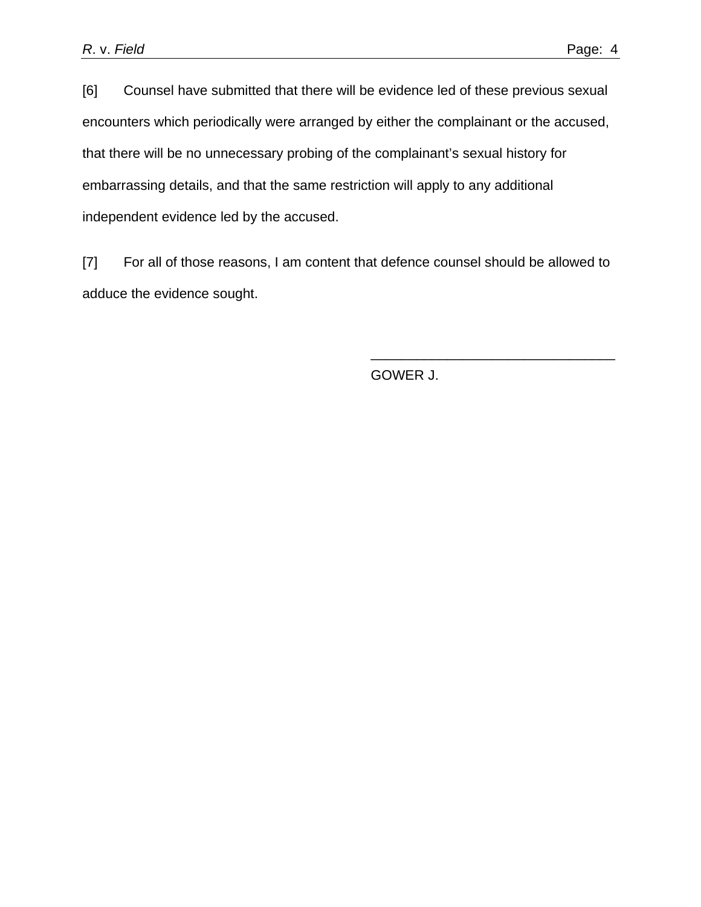[6] Counsel have submitted that there will be evidence led of these previous sexual encounters which periodically were arranged by either the complainant or the accused, that there will be no unnecessary probing of the complainant's sexual history for embarrassing details, and that the same restriction will apply to any additional independent evidence led by the accused.

[7] For all of those reasons, I am content that defence counsel should be allowed to adduce the evidence sought.

\_\_\_\_\_\_\_\_\_\_\_\_\_\_\_\_\_\_\_\_\_\_\_\_\_\_\_\_\_\_\_\_

GOWER J.